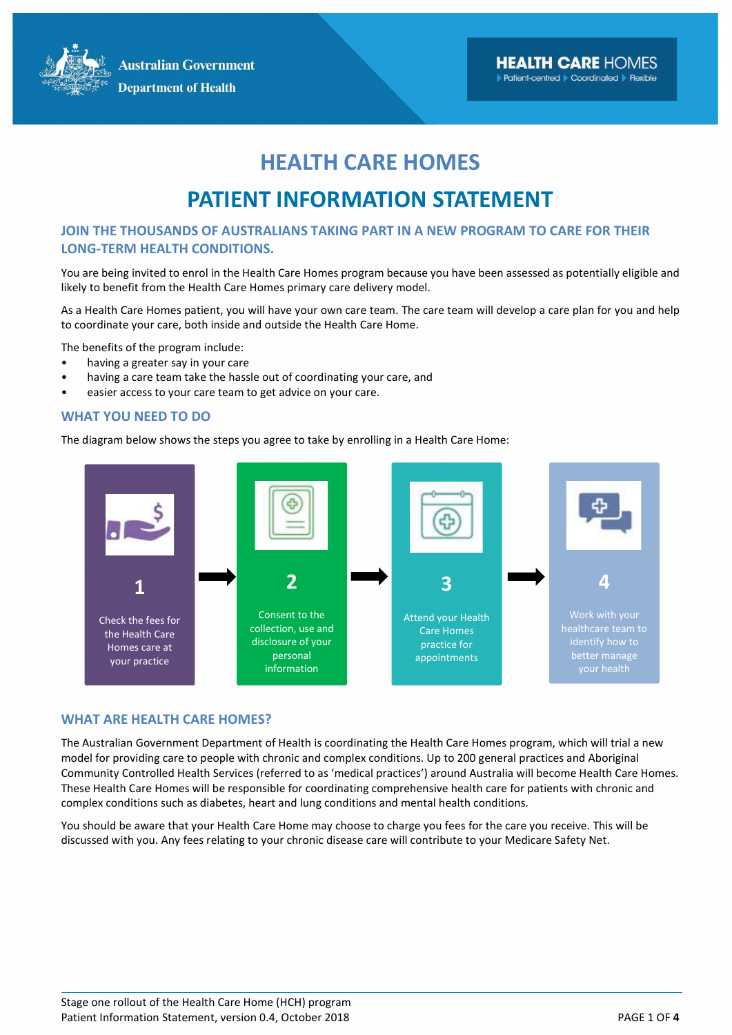Australian Government
Department of Health

HEALTH CARE HOMES
Patient-centred ▸ Coordinated ▸ Flexible

# HEALTH CARE HOMES

# PATIENT INFORMATION STATEMENT

## JOIN THE THOUSANDS OF AUSTRALIANS TAKING PART IN A NEW PROGRAM TO CARE FOR THEIR LONG-TERM HEALTH CONDITIONS.

You are being invited to enrol in the Health Care Homes program because you have been assessed as potentially eligible and likely to benefit from the Health Care Homes primary care delivery model.

As a Health Care Homes patient, you will have your own care team. The care team will develop a care plan for you and help to coordinate your care, both inside and outside the Health Care Home.

The benefits of the program include:

- having a greater say in your care
- having a care team take the hassle out of coordinating your care, and
- easier access to your care team to get advice on your care.

## WHAT YOU NEED TO DO

The diagram below shows the steps you agree to take by enrolling in a Health Care Home:

1. Check the fees for the Health Care Homes care at your practice
2. Consent to the collection, use and disclosure of your personal information
3. Attend your Health Care Homes practice for appointments
4. Work with your healthcare team to identify how to better manage your health

## WHAT ARE HEALTH CARE HOMES?

The Australian Government Department of Health is coordinating the Health Care Homes program, which will trial a new model for providing care to people with chronic and complex conditions. Up to 200 general practices and Aboriginal Community Controlled Health Services (referred to as 'medical practices') around Australia will become Health Care Homes. These Health Care Homes will be responsible for coordinating comprehensive health care for patients with chronic and complex conditions such as diabetes, heart and lung conditions and mental health conditions.

You should be aware that your Health Care Home may choose to charge you fees for the care you receive. This will be discussed with you. Any fees relating to your chronic disease care will contribute to your Medicare Safety Net.

Stage one rollout of the Health Care Home (HCH) program
Patient Information Statement, version 0.4, October 2018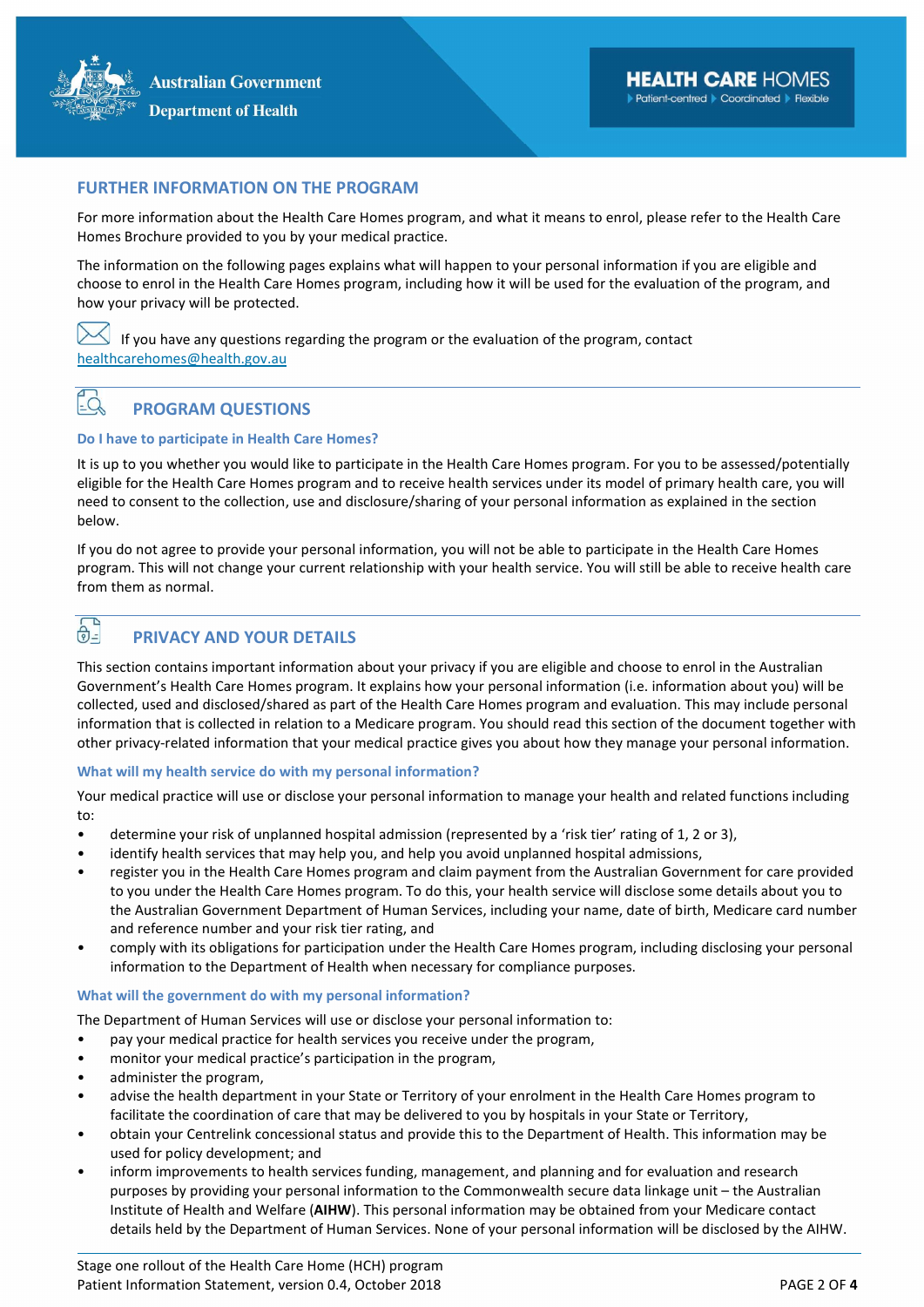## FURTHER INFORMATION ON THE PROGRAM

For more information about the Health Care Homes program, and what it means to enrol, please refer to the Health Care Homes Brochure provided to you by your medical practice.

The information on the following pages explains what will happen to your personal information if you are eligible and choose to enrol in the Health Care Homes program, including how it will be used for the evaluation of the program, and how your privacy will be protected.

If you have any questions regarding the program or the evaluation of the program, contact healthcarehomes@health.gov.au

## PROGRAM QUESTIONS

### Do I have to participate in Health Care Homes?

It is up to you whether you would like to participate in the Health Care Homes program. For you to be assessed/potentially eligible for the Health Care Homes program and to receive health services under its model of primary health care, you will need to consent to the collection, use and disclosure/sharing of your personal information as explained in the section below.

If you do not agree to provide your personal information, you will not be able to participate in the Health Care Homes program. This will not change your current relationship with your health service. You will still be able to receive health care from them as normal.

## PRIVACY AND YOUR DETAILS

This section contains important information about your privacy if you are eligible and choose to enrol in the Australian Government's Health Care Homes program. It explains how your personal information (i.e. information about you) will be collected, used and disclosed/shared as part of the Health Care Homes program and evaluation. This may include personal information that is collected in relation to a Medicare program. You should read this section of the document together with other privacy-related information that your medical practice gives you about how they manage your personal information.

### What will my health service do with my personal information?

Your medical practice will use or disclose your personal information to manage your health and related functions including to:

- determine your risk of unplanned hospital admission (represented by a 'risk tier' rating of 1, 2 or 3),
- identify health services that may help you, and help you avoid unplanned hospital admissions,
- register you in the Health Care Homes program and claim payment from the Australian Government for care provided to you under the Health Care Homes program. To do this, your health service will disclose some details about you to the Australian Government Department of Human Services, including your name, date of birth, Medicare card number and reference number and your risk tier rating, and
- comply with its obligations for participation under the Health Care Homes program, including disclosing your personal information to the Department of Health when necessary for compliance purposes.

### What will the government do with my personal information?

The Department of Human Services will use or disclose your personal information to:

- pay your medical practice for health services you receive under the program,
- monitor your medical practice's participation in the program,
- administer the program,
- advise the health department in your State or Territory of your enrolment in the Health Care Homes program to facilitate the coordination of care that may be delivered to you by hospitals in your State or Territory,
- obtain your Centrelink concessional status and provide this to the Department of Health. This information may be used for policy development; and
- inform improvements to health services funding, management, and planning and for evaluation and research purposes by providing your personal information to the Commonwealth secure data linkage unit – the Australian Institute of Health and Welfare (**AIHW**). This personal information may be obtained from your Medicare contact details held by the Department of Human Services. None of your personal information will be disclosed by the AIHW.

Stage one rollout of the Health Care Home (HCH) program
Patient Information Statement, version 0.4, October 2018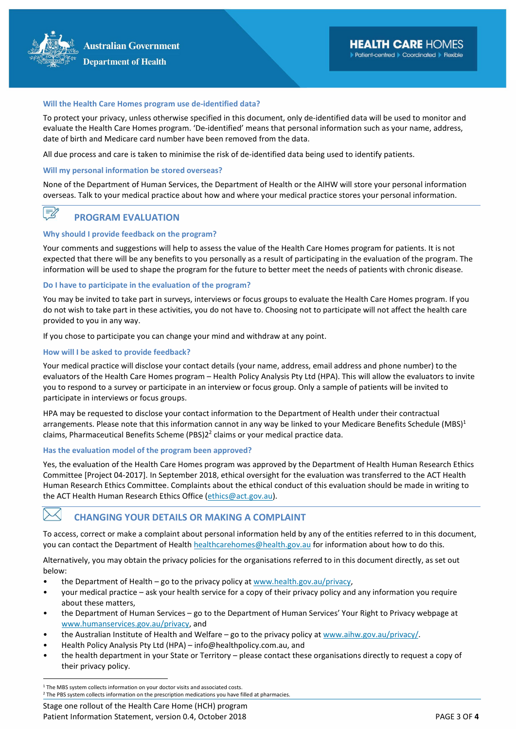### Will the Health Care Homes program use de-identified data?

To protect your privacy, unless otherwise specified in this document, only de-identified data will be used to monitor and evaluate the Health Care Homes program. 'De-identified' means that personal information such as your name, address, date of birth and Medicare card number have been removed from the data.

All due process and care is taken to minimise the risk of de-identified data being used to identify patients.

### Will my personal information be stored overseas?

None of the Department of Human Services, the Department of Health or the AIHW will store your personal information overseas. Talk to your medical practice about how and where your medical practice stores your personal information.

## PROGRAM EVALUATION

### Why should I provide feedback on the program?

Your comments and suggestions will help to assess the value of the Health Care Homes program for patients. It is not expected that there will be any benefits to you personally as a result of participating in the evaluation of the program. The information will be used to shape the program for the future to better meet the needs of patients with chronic disease.

### Do I have to participate in the evaluation of the program?

You may be invited to take part in surveys, interviews or focus groups to evaluate the Health Care Homes program. If you do not wish to take part in these activities, you do not have to. Choosing not to participate will not affect the health care provided to you in any way.

If you chose to participate you can change your mind and withdraw at any point.

### How will I be asked to provide feedback?

Your medical practice will disclose your contact details (your name, address, email address and phone number) to the evaluators of the Health Care Homes program – Health Policy Analysis Pty Ltd (HPA). This will allow the evaluators to invite you to respond to a survey or participate in an interview or focus group. Only a sample of patients will be invited to participate in interviews or focus groups.

HPA may be requested to disclose your contact information to the Department of Health under their contractual arrangements. Please note that this information cannot in any way be linked to your Medicare Benefits Schedule (MBS)[1] claims, Pharmaceutical Benefits Scheme (PBS)2[2] claims or your medical practice data.

### Has the evaluation model of the program been approved?

Yes, the evaluation of the Health Care Homes program was approved by the Department of Health Human Research Ethics Committee [Project 04-2017]. In September 2018, ethical oversight for the evaluation was transferred to the ACT Health Human Research Ethics Committee. Complaints about the ethical conduct of this evaluation should be made in writing to the ACT Health Human Research Ethics Office (ethics@act.gov.au).

## CHANGING YOUR DETAILS OR MAKING A COMPLAINT

To access, correct or make a complaint about personal information held by any of the entities referred to in this document, you can contact the Department of Health healthcarehomes@health.gov.au for information about how to do this.

Alternatively, you may obtain the privacy policies for the organisations referred to in this document directly, as set out below:

- the Department of Health – go to the privacy policy at www.health.gov.au/privacy,
- your medical practice – ask your health service for a copy of their privacy policy and any information you require about these matters,
- the Department of Human Services – go to the Department of Human Services' Your Right to Privacy webpage at www.humanservices.gov.au/privacy, and
- the Australian Institute of Health and Welfare – go to the privacy policy at www.aihw.gov.au/privacy/.
- Health Policy Analysis Pty Ltd (HPA) – info@healthpolicy.com.au, and
- the health department in your State or Territory – please contact these organisations directly to request a copy of their privacy policy.

[1] The MBS system collects information on your doctor visits and associated costs.
[2] The PBS system collects information on the prescription medications you have filled at pharmacies.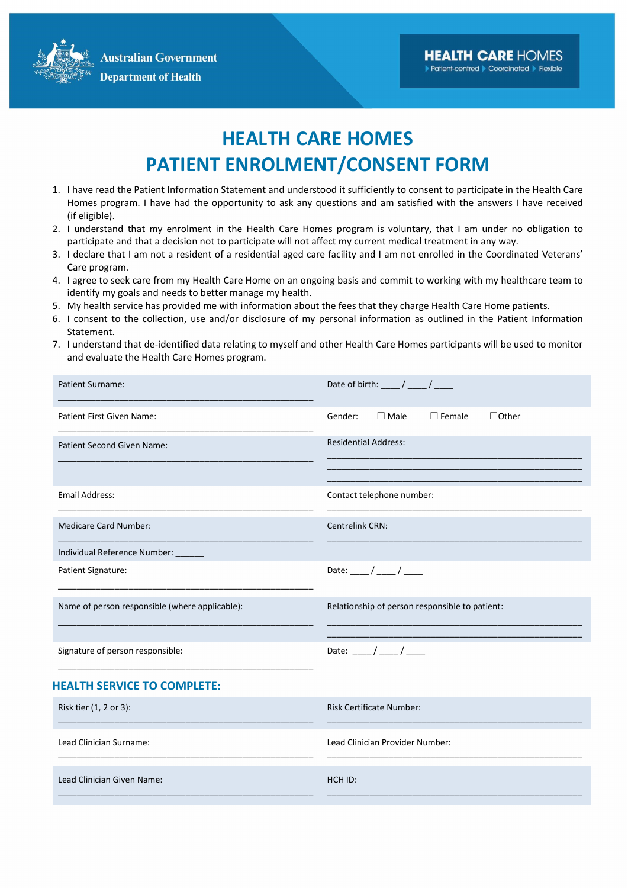Australian Government
Department of Health

HEALTH CARE HOMES
Patient-centred Coordinated Flexible

# HEALTH CARE HOMES
# PATIENT ENROLMENT/CONSENT FORM

1. I have read the Patient Information Statement and understood it sufficiently to consent to participate in the Health Care Homes program. I have had the opportunity to ask any questions and am satisfied with the answers I have received (if eligible).
2. I understand that my enrolment in the Health Care Homes program is voluntary, that I am under no obligation to participate and that a decision not to participate will not affect my current medical treatment in any way.
3. I declare that I am not a resident of a residential aged care facility and I am not enrolled in the Coordinated Veterans' Care program.
4. I agree to seek care from my Health Care Home on an ongoing basis and commit to working with my healthcare team to identify my goals and needs to better manage my health.
5. My health service has provided me with information about the fees that they charge Health Care Home patients.
6. I consent to the collection, use and/or disclosure of my personal information as outlined in the Patient Information Statement.
7. I understand that de-identified data relating to myself and other Health Care Homes participants will be used to monitor and evaluate the Health Care Homes program.

| | |
|---|---|
| Patient Surname: ____________________ | Date of birth: ____ / ____ / ____ |
| Patient First Given Name: ____________________ | Gender: ☐ Male ☐ Female ☐Other |
| Patient Second Given Name: ____________________ | Residential Address: ____________________ |
| Email Address: ____________________ | Contact telephone number: ____________________ |
| Medicare Card Number: ____________________ Individual Reference Number: ______ | Centrelink CRN: ____________________ |
| Patient Signature: ____________________ | Date: ____ / ____ / ____ |
| Name of person responsible (where applicable): ____________________ | Relationship of person responsible to patient: ____________________ |
| Signature of person responsible: ____________________ | Date: ____ / ____ / ____ |

### HEALTH SERVICE TO COMPLETE:

| | |
|---|---|
| Risk tier (1, 2 or 3): ____________________ | Risk Certificate Number: ____________________ |
| Lead Clinician Surname: ____________________ | Lead Clinician Provider Number: ____________________ |
| Lead Clinician Given Name: ____________________ | HCH ID: ____________________ |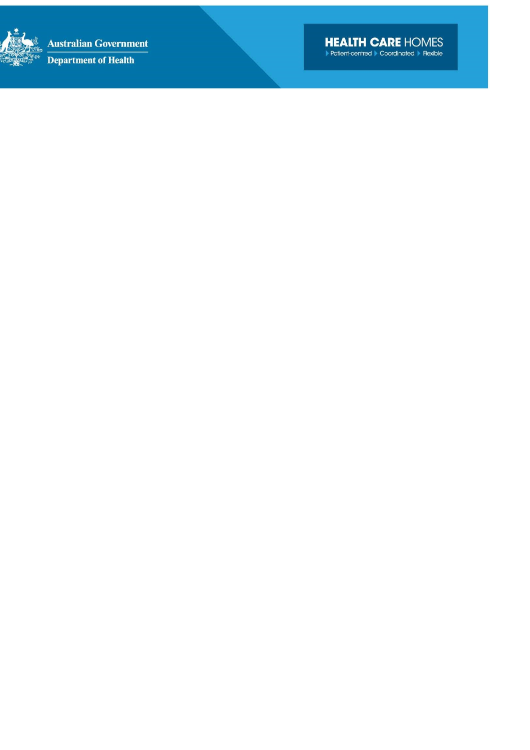Australian Government

Department of Health

HEALTH CARE HOMES

Patient-centred Coordinated Flexible